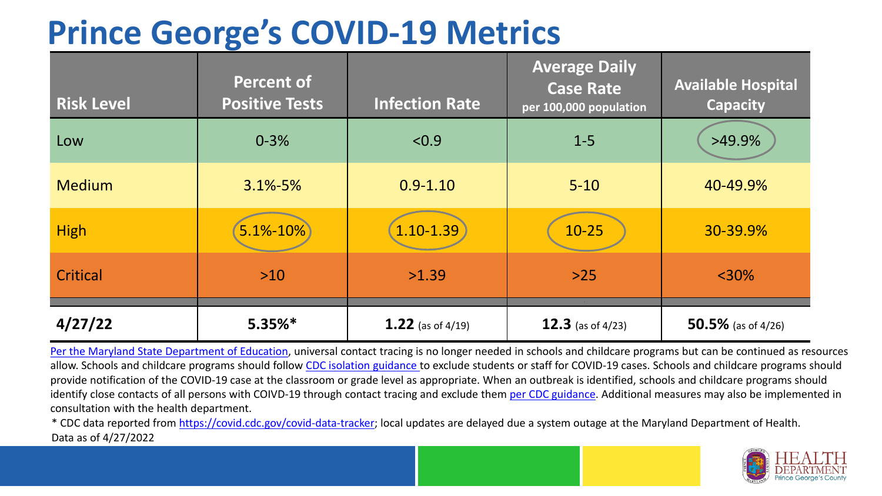# Prince George's COVID-19 Metrics

| Risk Level | Percent of Positive Tests | Infection Rate | Average Daily Case Rate per 100,000 population | Available Hospital Capacity |
|---|---|---|---|---|
| Low | 0-3% | <0.9 | 1-5 | >49.9% |
| Medium | 3.1%-5% | 0.9-1.10 | 5-10 | 40-49.9% |
| High | 5.1%-10% | 1.10-1.39 | 10-25 | 30-39.9% |
| Critical | >10 | >1.39 | >25 | <30% |
| **4/27/22** | **5.35%*** | **1.22** (as of 4/19) | **12.3** (as of 4/23) | **50.5%** (as of 4/26) |

Per the Maryland State Department of Education, universal contact tracing is no longer needed in schools and childcare programs but can be continued as resources allow. Schools and childcare programs should follow CDC isolation guidance to exclude students or staff for COVID-19 cases. Schools and childcare programs should provide notification of the COVID-19 case at the classroom or grade level as appropriate. When an outbreak is identified, schools and childcare programs should identify close contacts of all persons with COIVD-19 through contact tracing and exclude them per CDC guidance. Additional measures may also be implemented in consultation with the health department.

* CDC data reported from https://covid.cdc.gov/covid-data-tracker; local updates are delayed due a system outage at the Maryland Department of Health.

Data as of 4/27/2022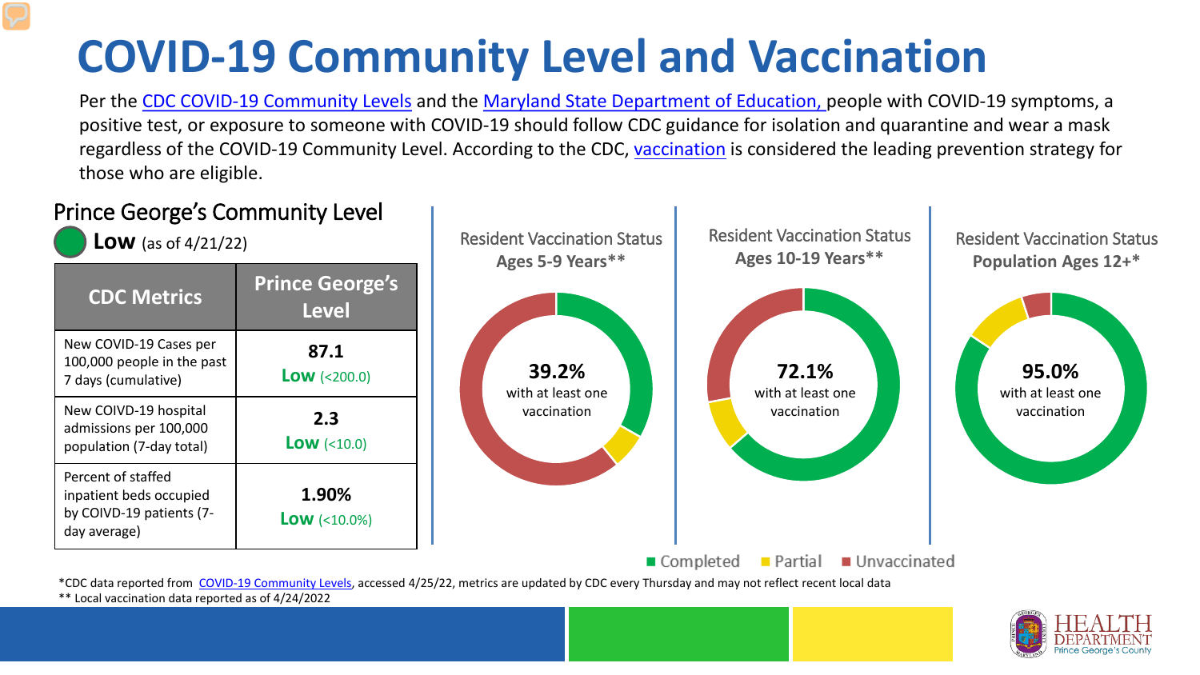# COVID-19 Community Level and Vaccination

Per the CDC COVID-19 Community Levels and the Maryland State Department of Education, people with COVID-19 symptoms, a positive test, or exposure to someone with COVID-19 should follow CDC guidance for isolation and quarantine and wear a mask regardless of the COVID-19 Community Level. According to the CDC, vaccination is considered the leading prevention strategy for those who are eligible.

## Prince George's Community Level

**Low** (as of 4/21/22)

| CDC Metrics | Prince George's Level |
|---|---|
| New COVID-19 Cases per 100,000 people in the past 7 days (cumulative) | **87.1** **Low** (<200.0) |
| New COIVD-19 hospital admissions per 100,000 population (7-day total) | **2.3** **Low** (<10.0) |
| Percent of staffed inpatient beds occupied by COIVD-19 patients (7-day average) | **1.90%** **Low** (<10.0%) |

Resident Vaccination Status **Ages 5-9 Years****

**39.2%** with at least one vaccination

Resident Vaccination Status **Ages 10-19 Years****

**72.1%** with at least one vaccination

Resident Vaccination Status **Population Ages 12+***

**95.0%** with at least one vaccination

Completed · Partial · Unvaccinated

*CDC data reported from COVID-19 Community Levels, accessed 4/25/22, metrics are updated by CDC every Thursday and may not reflect recent local data

** Local vaccination data reported as of 4/24/2022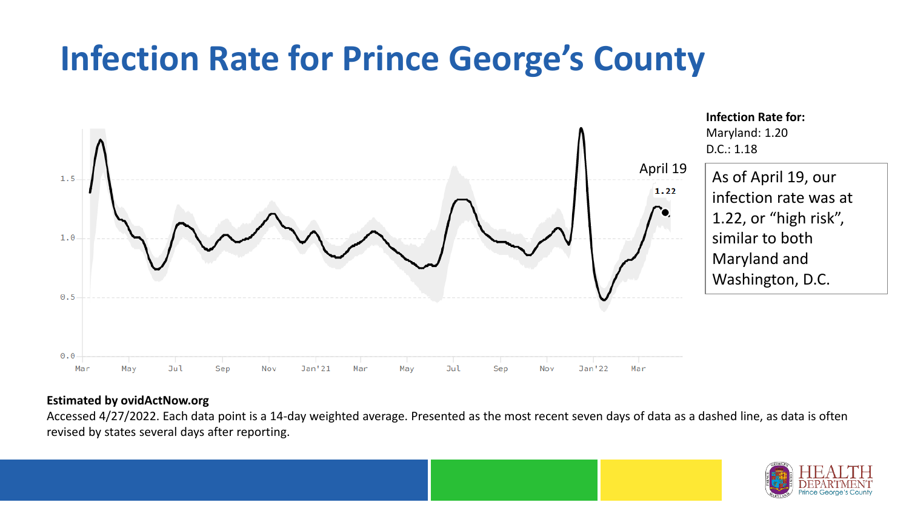# Infection Rate for Prince George's County

**Infection Rate for:**
Maryland: 1.20
D.C.: 1.18

As of April 19, our infection rate was at 1.22, or "high risk", similar to both Maryland and Washington, D.C.

**Estimated by ovidActNow.org**

Accessed 4/27/2022. Each data point is a 14-day weighted average. Presented as the most recent seven days of data as a dashed line, as data is often revised by states several days after reporting.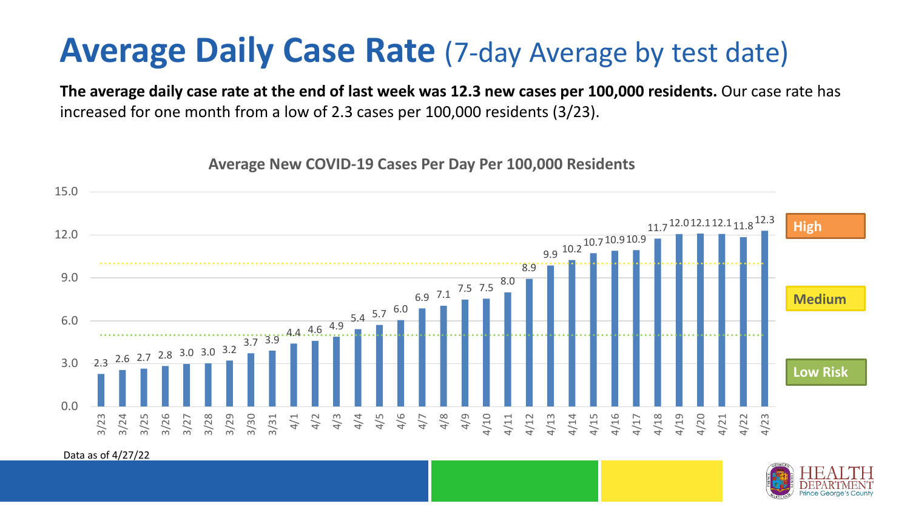# Average Daily Case Rate (7-day Average by test date)

**The average daily case rate at the end of last week was 12.3 new cases per 100,000 residents.** Our case rate has increased for one month from a low of 2.3 cases per 100,000 residents (3/23).

**Average New COVID-19 Cases Per Day Per 100,000 Residents**

| Date | Cases per 100,000 |
|---|---|
| 3/23 | 2.3 |
| 3/24 | 2.6 |
| 3/25 | 2.7 |
| 3/26 | 2.8 |
| 3/27 | 3.0 |
| 3/28 | 3.0 |
| 3/29 | 3.2 |
| 3/30 | 3.7 |
| 3/31 | 3.9 |
| 4/1 | 4.4 |
| 4/2 | 4.6 |
| 4/3 | 4.9 |
| 4/4 | 5.4 |
| 4/5 | 5.7 |
| 4/6 | 6.0 |
| 4/7 | 6.9 |
| 4/8 | 7.1 |
| 4/9 | 7.5 |
| 4/10 | 7.5 |
| 4/11 | 8.0 |
| 4/12 | 8.9 |
| 4/13 | 9.9 |
| 4/14 | 10.2 |
| 4/15 | 10.7 |
| 4/16 | 10.9 |
| 4/17 | 10.9 |
| 4/18 | 11.7 |
| 4/19 | 12.0 |
| 4/20 | 12.1 |
| 4/21 | 12.1 |
| 4/22 | 11.8 |
| 4/23 | 12.3 |

High

Medium

Low Risk

Data as of 4/27/22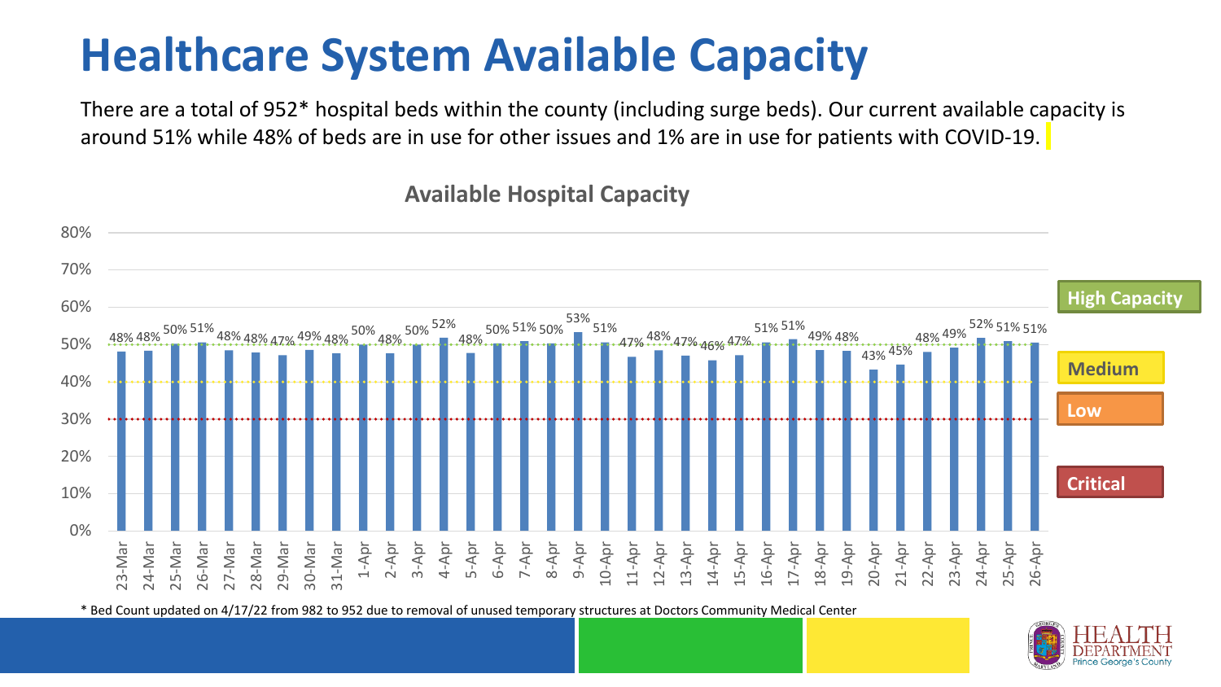# Healthcare System Available Capacity

There are a total of 952* hospital beds within the county (including surge beds). Our current available capacity is around 51% while 48% of beds are in use for other issues and 1% are in use for patients with COVID-19.

**Available Hospital Capacity**

80%
70%
60%
50%
40%
30%
20%
10%
0%

48% 48% 50% 51% 48% 48% 47% 49% 48% 50% 48% 50% 52% 48% 50% 51% 50% 53% 51% 47% 48% 47% 46% 47% 51% 51% 49% 48% 43% 45% 48% 49% 52% 51% 51%

23-Mar 24-Mar 25-Mar 26-Mar 27-Mar 28-Mar 29-Mar 30-Mar 31-Mar 1-Apr 2-Apr 3-Apr 4-Apr 5-Apr 6-Apr 7-Apr 8-Apr 9-Apr 10-Apr 11-Apr 12-Apr 13-Apr 14-Apr 15-Apr 16-Apr 17-Apr 18-Apr 19-Apr 20-Apr 21-Apr 22-Apr 23-Apr 24-Apr 25-Apr 26-Apr

High Capacity

Medium

Low

Critical

\* Bed Count updated on 4/17/22 from 982 to 952 due to removal of unused temporary structures at Doctors Community Medical Center

HEALTH DEPARTMENT Prince George's County